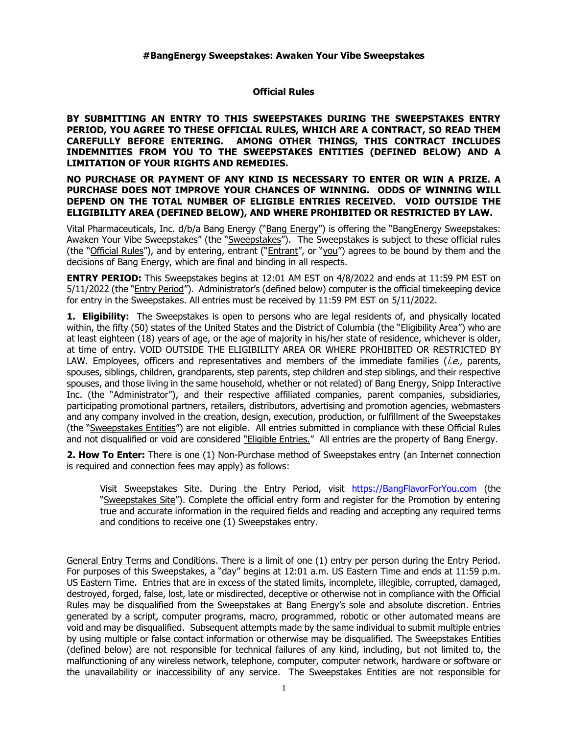# #BangEnergy Sweepstakes: Awaken Your Vibe Sweepstakes

## Official Rules

**BY SUBMITTING AN ENTRY TO THIS SWEEPSTAKES DURING THE SWEEPSTAKES ENTRY PERIOD, YOU AGREE TO THESE OFFICIAL RULES, WHICH ARE A CONTRACT, SO READ THEM CAREFULLY BEFORE ENTERING. AMONG OTHER THINGS, THIS CONTRACT INCLUDES INDEMNITIES FROM YOU TO THE SWEEPSTAKES ENTITIES (DEFINED BELOW) AND A LIMITATION OF YOUR RIGHTS AND REMEDIES.**

**NO PURCHASE OR PAYMENT OF ANY KIND IS NECESSARY TO ENTER OR WIN A PRIZE. A PURCHASE DOES NOT IMPROVE YOUR CHANCES OF WINNING. ODDS OF WINNING WILL DEPEND ON THE TOTAL NUMBER OF ELIGIBLE ENTRIES RECEIVED. VOID OUTSIDE THE ELIGIBILITY AREA (DEFINED BELOW), AND WHERE PROHIBITED OR RESTRICTED BY LAW.**

Vital Pharmaceuticals, Inc. d/b/a Bang Energy ("Bang Energy") is offering the "BangEnergy Sweepstakes: Awaken Your Vibe Sweepstakes" (the "Sweepstakes"). The Sweepstakes is subject to these official rules (the "Official Rules"), and by entering, entrant ("Entrant", or "you") agrees to be bound by them and the decisions of Bang Energy, which are final and binding in all respects.

**ENTRY PERIOD:** This Sweepstakes begins at 12:01 AM EST on 4/8/2022 and ends at 11:59 PM EST on 5/11/2022 (the "Entry Period"). Administrator's (defined below) computer is the official timekeeping device for entry in the Sweepstakes. All entries must be received by 11:59 PM EST on 5/11/2022.

**1. Eligibility:** The Sweepstakes is open to persons who are legal residents of, and physically located within, the fifty (50) states of the United States and the District of Columbia (the "Eligibility Area") who are at least eighteen (18) years of age, or the age of majority in his/her state of residence, whichever is older, at time of entry. VOID OUTSIDE THE ELIGIBILITY AREA OR WHERE PROHIBITED OR RESTRICTED BY LAW. Employees, officers and representatives and members of the immediate families (*i.e.,* parents, spouses, siblings, children, grandparents, step parents, step children and step siblings, and their respective spouses, and those living in the same household, whether or not related) of Bang Energy, Snipp Interactive Inc. (the "Administrator"), and their respective affiliated companies, parent companies, subsidiaries, participating promotional partners, retailers, distributors, advertising and promotion agencies, webmasters and any company involved in the creation, design, execution, production, or fulfillment of the Sweepstakes (the "Sweepstakes Entities") are not eligible. All entries submitted in compliance with these Official Rules and not disqualified or void are considered "Eligible Entries." All entries are the property of Bang Energy.

**2. How To Enter:** There is one (1) Non-Purchase method of Sweepstakes entry (an Internet connection is required and connection fees may apply) as follows:

> Visit Sweepstakes Site. During the Entry Period, visit https://BangFlavorForYou.com (the "Sweepstakes Site"). Complete the official entry form and register for the Promotion by entering true and accurate information in the required fields and reading and accepting any required terms and conditions to receive one (1) Sweepstakes entry.

General Entry Terms and Conditions. There is a limit of one (1) entry per person during the Entry Period. For purposes of this Sweepstakes, a "day" begins at 12:01 a.m. US Eastern Time and ends at 11:59 p.m. US Eastern Time. Entries that are in excess of the stated limits, incomplete, illegible, corrupted, damaged, destroyed, forged, false, lost, late or misdirected, deceptive or otherwise not in compliance with the Official Rules may be disqualified from the Sweepstakes at Bang Energy's sole and absolute discretion. Entries generated by a script, computer programs, macro, programmed, robotic or other automated means are void and may be disqualified. Subsequent attempts made by the same individual to submit multiple entries by using multiple or false contact information or otherwise may be disqualified. The Sweepstakes Entities (defined below) are not responsible for technical failures of any kind, including, but not limited to, the malfunctioning of any wireless network, telephone, computer, computer network, hardware or software or the unavailability or inaccessibility of any service. The Sweepstakes Entities are not responsible for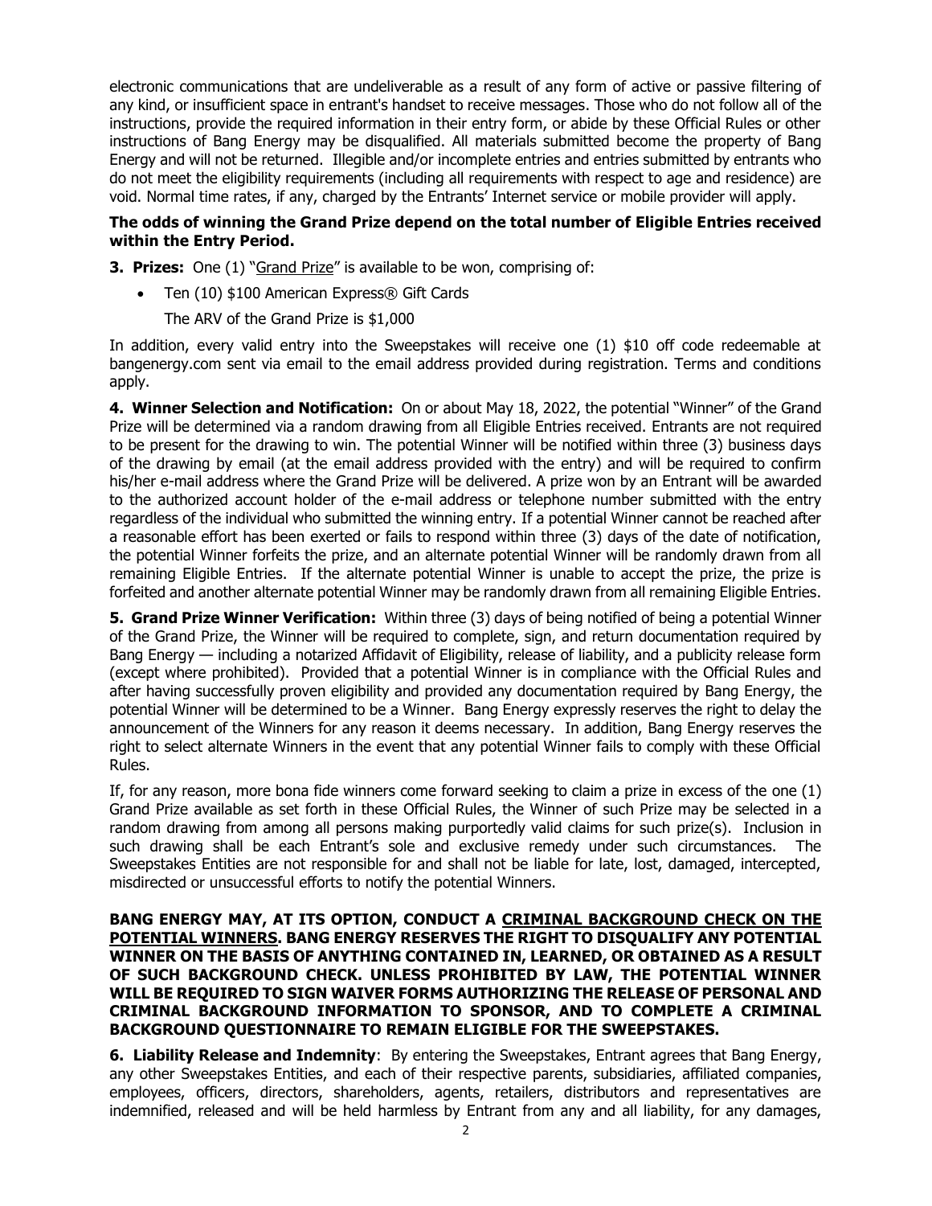electronic communications that are undeliverable as a result of any form of active or passive filtering of any kind, or insufficient space in entrant's handset to receive messages. Those who do not follow all of the instructions, provide the required information in their entry form, or abide by these Official Rules or other instructions of Bang Energy may be disqualified. All materials submitted become the property of Bang Energy and will not be returned. Illegible and/or incomplete entries and entries submitted by entrants who do not meet the eligibility requirements (including all requirements with respect to age and residence) are void. Normal time rates, if any, charged by the Entrants' Internet service or mobile provider will apply.

**The odds of winning the Grand Prize depend on the total number of Eligible Entries received within the Entry Period.**

**3. Prizes:** One (1) "Grand Prize" is available to be won, comprising of:

- Ten (10) $100 American Express® Gift Cards

  The ARV of the Grand Prize is $1,000

In addition, every valid entry into the Sweepstakes will receive one (1) $10 off code redeemable at bangenergy.com sent via email to the email address provided during registration. Terms and conditions apply.

**4. Winner Selection and Notification:** On or about May 18, 2022, the potential "Winner" of the Grand Prize will be determined via a random drawing from all Eligible Entries received. Entrants are not required to be present for the drawing to win. The potential Winner will be notified within three (3) business days of the drawing by email (at the email address provided with the entry) and will be required to confirm his/her e-mail address where the Grand Prize will be delivered. A prize won by an Entrant will be awarded to the authorized account holder of the e-mail address or telephone number submitted with the entry regardless of the individual who submitted the winning entry. If a potential Winner cannot be reached after a reasonable effort has been exerted or fails to respond within three (3) days of the date of notification, the potential Winner forfeits the prize, and an alternate potential Winner will be randomly drawn from all remaining Eligible Entries. If the alternate potential Winner is unable to accept the prize, the prize is forfeited and another alternate potential Winner may be randomly drawn from all remaining Eligible Entries.

**5. Grand Prize Winner Verification:** Within three (3) days of being notified of being a potential Winner of the Grand Prize, the Winner will be required to complete, sign, and return documentation required by Bang Energy — including a notarized Affidavit of Eligibility, release of liability, and a publicity release form (except where prohibited). Provided that a potential Winner is in compliance with the Official Rules and after having successfully proven eligibility and provided any documentation required by Bang Energy, the potential Winner will be determined to be a Winner. Bang Energy expressly reserves the right to delay the announcement of the Winners for any reason it deems necessary. In addition, Bang Energy reserves the right to select alternate Winners in the event that any potential Winner fails to comply with these Official Rules.

If, for any reason, more bona fide winners come forward seeking to claim a prize in excess of the one (1) Grand Prize available as set forth in these Official Rules, the Winner of such Prize may be selected in a random drawing from among all persons making purportedly valid claims for such prize(s). Inclusion in such drawing shall be each Entrant's sole and exclusive remedy under such circumstances. The Sweepstakes Entities are not responsible for and shall not be liable for late, lost, damaged, intercepted, misdirected or unsuccessful efforts to notify the potential Winners.

**BANG ENERGY MAY, AT ITS OPTION, CONDUCT A CRIMINAL BACKGROUND CHECK ON THE POTENTIAL WINNERS. BANG ENERGY RESERVES THE RIGHT TO DISQUALIFY ANY POTENTIAL WINNER ON THE BASIS OF ANYTHING CONTAINED IN, LEARNED, OR OBTAINED AS A RESULT OF SUCH BACKGROUND CHECK. UNLESS PROHIBITED BY LAW, THE POTENTIAL WINNER WILL BE REQUIRED TO SIGN WAIVER FORMS AUTHORIZING THE RELEASE OF PERSONAL AND CRIMINAL BACKGROUND INFORMATION TO SPONSOR, AND TO COMPLETE A CRIMINAL BACKGROUND QUESTIONNAIRE TO REMAIN ELIGIBLE FOR THE SWEEPSTAKES.**

**6. Liability Release and Indemnity**: By entering the Sweepstakes, Entrant agrees that Bang Energy, any other Sweepstakes Entities, and each of their respective parents, subsidiaries, affiliated companies, employees, officers, directors, shareholders, agents, retailers, distributors and representatives are indemnified, released and will be held harmless by Entrant from any and all liability, for any damages,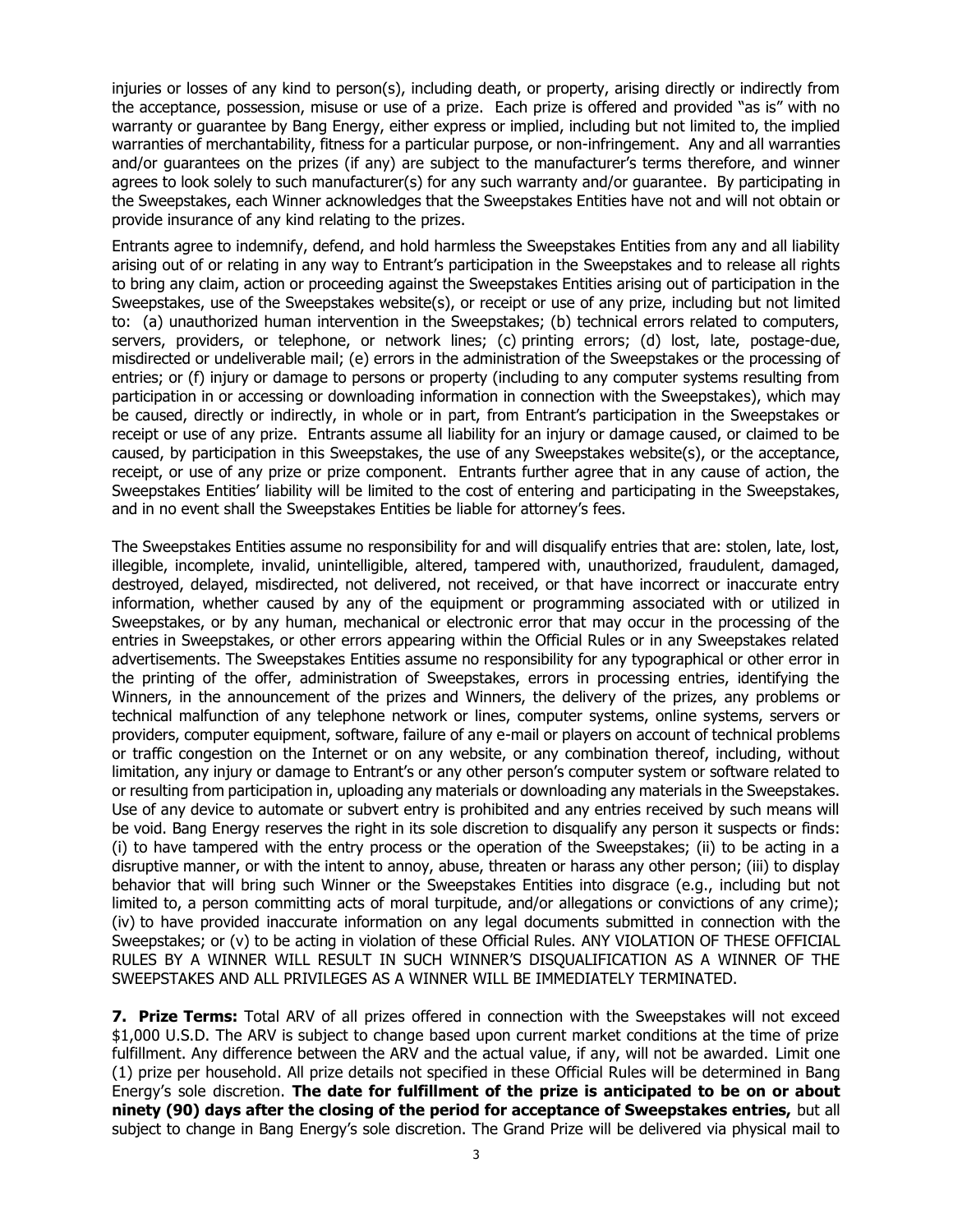injuries or losses of any kind to person(s), including death, or property, arising directly or indirectly from the acceptance, possession, misuse or use of a prize. Each prize is offered and provided "as is" with no warranty or guarantee by Bang Energy, either express or implied, including but not limited to, the implied warranties of merchantability, fitness for a particular purpose, or non-infringement. Any and all warranties and/or guarantees on the prizes (if any) are subject to the manufacturer's terms therefore, and winner agrees to look solely to such manufacturer(s) for any such warranty and/or guarantee. By participating in the Sweepstakes, each Winner acknowledges that the Sweepstakes Entities have not and will not obtain or provide insurance of any kind relating to the prizes.

Entrants agree to indemnify, defend, and hold harmless the Sweepstakes Entities from any and all liability arising out of or relating in any way to Entrant's participation in the Sweepstakes and to release all rights to bring any claim, action or proceeding against the Sweepstakes Entities arising out of participation in the Sweepstakes, use of the Sweepstakes website(s), or receipt or use of any prize, including but not limited to: (a) unauthorized human intervention in the Sweepstakes; (b) technical errors related to computers, servers, providers, or telephone, or network lines; (c) printing errors; (d) lost, late, postage-due, misdirected or undeliverable mail; (e) errors in the administration of the Sweepstakes or the processing of entries; or (f) injury or damage to persons or property (including to any computer systems resulting from participation in or accessing or downloading information in connection with the Sweepstakes), which may be caused, directly or indirectly, in whole or in part, from Entrant's participation in the Sweepstakes or receipt or use of any prize. Entrants assume all liability for an injury or damage caused, or claimed to be caused, by participation in this Sweepstakes, the use of any Sweepstakes website(s), or the acceptance, receipt, or use of any prize or prize component. Entrants further agree that in any cause of action, the Sweepstakes Entities' liability will be limited to the cost of entering and participating in the Sweepstakes, and in no event shall the Sweepstakes Entities be liable for attorney's fees.

The Sweepstakes Entities assume no responsibility for and will disqualify entries that are: stolen, late, lost, illegible, incomplete, invalid, unintelligible, altered, tampered with, unauthorized, fraudulent, damaged, destroyed, delayed, misdirected, not delivered, not received, or that have incorrect or inaccurate entry information, whether caused by any of the equipment or programming associated with or utilized in Sweepstakes, or by any human, mechanical or electronic error that may occur in the processing of the entries in Sweepstakes, or other errors appearing within the Official Rules or in any Sweepstakes related advertisements. The Sweepstakes Entities assume no responsibility for any typographical or other error in the printing of the offer, administration of Sweepstakes, errors in processing entries, identifying the Winners, in the announcement of the prizes and Winners, the delivery of the prizes, any problems or technical malfunction of any telephone network or lines, computer systems, online systems, servers or providers, computer equipment, software, failure of any e-mail or players on account of technical problems or traffic congestion on the Internet or on any website, or any combination thereof, including, without limitation, any injury or damage to Entrant's or any other person's computer system or software related to or resulting from participation in, uploading any materials or downloading any materials in the Sweepstakes. Use of any device to automate or subvert entry is prohibited and any entries received by such means will be void. Bang Energy reserves the right in its sole discretion to disqualify any person it suspects or finds: (i) to have tampered with the entry process or the operation of the Sweepstakes; (ii) to be acting in a disruptive manner, or with the intent to annoy, abuse, threaten or harass any other person; (iii) to display behavior that will bring such Winner or the Sweepstakes Entities into disgrace (e.g., including but not limited to, a person committing acts of moral turpitude, and/or allegations or convictions of any crime); (iv) to have provided inaccurate information on any legal documents submitted in connection with the Sweepstakes; or (v) to be acting in violation of these Official Rules. ANY VIOLATION OF THESE OFFICIAL RULES BY A WINNER WILL RESULT IN SUCH WINNER'S DISQUALIFICATION AS A WINNER OF THE SWEEPSTAKES AND ALL PRIVILEGES AS A WINNER WILL BE IMMEDIATELY TERMINATED.

**7. Prize Terms:** Total ARV of all prizes offered in connection with the Sweepstakes will not exceed $1,000 U.S.D. The ARV is subject to change based upon current market conditions at the time of prize fulfillment. Any difference between the ARV and the actual value, if any, will not be awarded. Limit one (1) prize per household. All prize details not specified in these Official Rules will be determined in Bang Energy's sole discretion. **The date for fulfillment of the prize is anticipated to be on or about ninety (90) days after the closing of the period for acceptance of Sweepstakes entries,** but all subject to change in Bang Energy's sole discretion. The Grand Prize will be delivered via physical mail to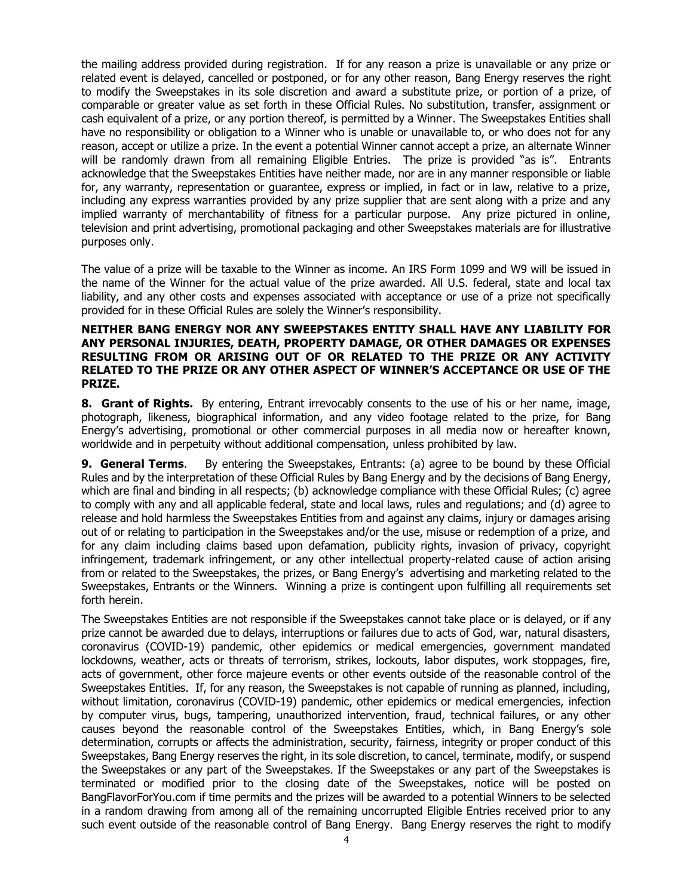the mailing address provided during registration. If for any reason a prize is unavailable or any prize or related event is delayed, cancelled or postponed, or for any other reason, Bang Energy reserves the right to modify the Sweepstakes in its sole discretion and award a substitute prize, or portion of a prize, of comparable or greater value as set forth in these Official Rules. No substitution, transfer, assignment or cash equivalent of a prize, or any portion thereof, is permitted by a Winner. The Sweepstakes Entities shall have no responsibility or obligation to a Winner who is unable or unavailable to, or who does not for any reason, accept or utilize a prize. In the event a potential Winner cannot accept a prize, an alternate Winner will be randomly drawn from all remaining Eligible Entries. The prize is provided "as is". Entrants acknowledge that the Sweepstakes Entities have neither made, nor are in any manner responsible or liable for, any warranty, representation or guarantee, express or implied, in fact or in law, relative to a prize, including any express warranties provided by any prize supplier that are sent along with a prize and any implied warranty of merchantability of fitness for a particular purpose. Any prize pictured in online, television and print advertising, promotional packaging and other Sweepstakes materials are for illustrative purposes only.

The value of a prize will be taxable to the Winner as income. An IRS Form 1099 and W9 will be issued in the name of the Winner for the actual value of the prize awarded. All U.S. federal, state and local tax liability, and any other costs and expenses associated with acceptance or use of a prize not specifically provided for in these Official Rules are solely the Winner's responsibility.

**NEITHER BANG ENERGY NOR ANY SWEEPSTAKES ENTITY SHALL HAVE ANY LIABILITY FOR ANY PERSONAL INJURIES, DEATH, PROPERTY DAMAGE, OR OTHER DAMAGES OR EXPENSES RESULTING FROM OR ARISING OUT OF OR RELATED TO THE PRIZE OR ANY ACTIVITY RELATED TO THE PRIZE OR ANY OTHER ASPECT OF WINNER'S ACCEPTANCE OR USE OF THE PRIZE.**

**8. Grant of Rights.** By entering, Entrant irrevocably consents to the use of his or her name, image, photograph, likeness, biographical information, and any video footage related to the prize, for Bang Energy's advertising, promotional or other commercial purposes in all media now or hereafter known, worldwide and in perpetuity without additional compensation, unless prohibited by law.

**9. General Terms**. By entering the Sweepstakes, Entrants: (a) agree to be bound by these Official Rules and by the interpretation of these Official Rules by Bang Energy and by the decisions of Bang Energy, which are final and binding in all respects; (b) acknowledge compliance with these Official Rules; (c) agree to comply with any and all applicable federal, state and local laws, rules and regulations; and (d) agree to release and hold harmless the Sweepstakes Entities from and against any claims, injury or damages arising out of or relating to participation in the Sweepstakes and/or the use, misuse or redemption of a prize, and for any claim including claims based upon defamation, publicity rights, invasion of privacy, copyright infringement, trademark infringement, or any other intellectual property-related cause of action arising from or related to the Sweepstakes, the prizes, or Bang Energy's advertising and marketing related to the Sweepstakes, Entrants or the Winners. Winning a prize is contingent upon fulfilling all requirements set forth herein.

The Sweepstakes Entities are not responsible if the Sweepstakes cannot take place or is delayed, or if any prize cannot be awarded due to delays, interruptions or failures due to acts of God, war, natural disasters, coronavirus (COVID-19) pandemic, other epidemics or medical emergencies, government mandated lockdowns, weather, acts or threats of terrorism, strikes, lockouts, labor disputes, work stoppages, fire, acts of government, other force majeure events or other events outside of the reasonable control of the Sweepstakes Entities. If, for any reason, the Sweepstakes is not capable of running as planned, including, without limitation, coronavirus (COVID-19) pandemic, other epidemics or medical emergencies, infection by computer virus, bugs, tampering, unauthorized intervention, fraud, technical failures, or any other causes beyond the reasonable control of the Sweepstakes Entities, which, in Bang Energy's sole determination, corrupts or affects the administration, security, fairness, integrity or proper conduct of this Sweepstakes, Bang Energy reserves the right, in its sole discretion, to cancel, terminate, modify, or suspend the Sweepstakes or any part of the Sweepstakes. If the Sweepstakes or any part of the Sweepstakes is terminated or modified prior to the closing date of the Sweepstakes, notice will be posted on BangFlavorForYou.com if time permits and the prizes will be awarded to a potential Winners to be selected in a random drawing from among all of the remaining uncorrupted Eligible Entries received prior to any such event outside of the reasonable control of Bang Energy. Bang Energy reserves the right to modify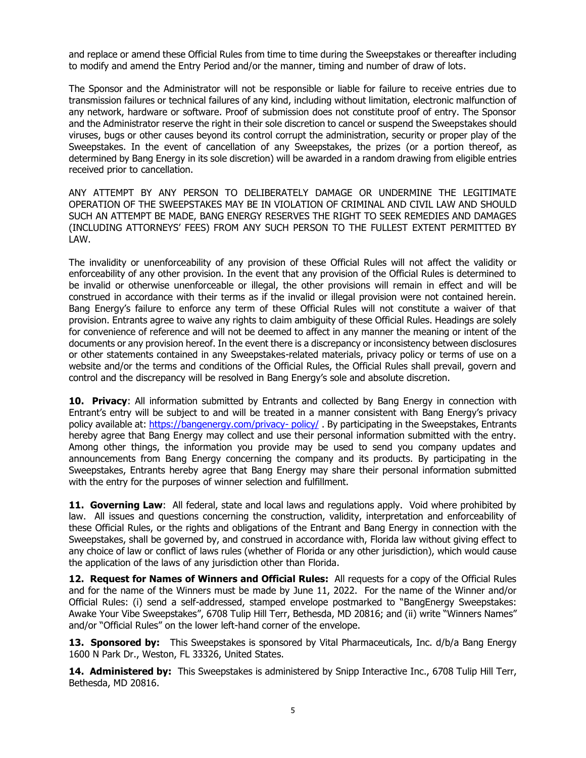and replace or amend these Official Rules from time to time during the Sweepstakes or thereafter including to modify and amend the Entry Period and/or the manner, timing and number of draw of lots.

The Sponsor and the Administrator will not be responsible or liable for failure to receive entries due to transmission failures or technical failures of any kind, including without limitation, electronic malfunction of any network, hardware or software. Proof of submission does not constitute proof of entry. The Sponsor and the Administrator reserve the right in their sole discretion to cancel or suspend the Sweepstakes should viruses, bugs or other causes beyond its control corrupt the administration, security or proper play of the Sweepstakes. In the event of cancellation of any Sweepstakes, the prizes (or a portion thereof, as determined by Bang Energy in its sole discretion) will be awarded in a random drawing from eligible entries received prior to cancellation.

ANY ATTEMPT BY ANY PERSON TO DELIBERATELY DAMAGE OR UNDERMINE THE LEGITIMATE OPERATION OF THE SWEEPSTAKES MAY BE IN VIOLATION OF CRIMINAL AND CIVIL LAW AND SHOULD SUCH AN ATTEMPT BE MADE, BANG ENERGY RESERVES THE RIGHT TO SEEK REMEDIES AND DAMAGES (INCLUDING ATTORNEYS' FEES) FROM ANY SUCH PERSON TO THE FULLEST EXTENT PERMITTED BY LAW.

The invalidity or unenforceability of any provision of these Official Rules will not affect the validity or enforceability of any other provision. In the event that any provision of the Official Rules is determined to be invalid or otherwise unenforceable or illegal, the other provisions will remain in effect and will be construed in accordance with their terms as if the invalid or illegal provision were not contained herein. Bang Energy's failure to enforce any term of these Official Rules will not constitute a waiver of that provision. Entrants agree to waive any rights to claim ambiguity of these Official Rules. Headings are solely for convenience of reference and will not be deemed to affect in any manner the meaning or intent of the documents or any provision hereof. In the event there is a discrepancy or inconsistency between disclosures or other statements contained in any Sweepstakes-related materials, privacy policy or terms of use on a website and/or the terms and conditions of the Official Rules, the Official Rules shall prevail, govern and control and the discrepancy will be resolved in Bang Energy's sole and absolute discretion.

**10. Privacy**: All information submitted by Entrants and collected by Bang Energy in connection with Entrant's entry will be subject to and will be treated in a manner consistent with Bang Energy's privacy policy available at: https://bangenergy.com/privacy- policy/ . By participating in the Sweepstakes, Entrants hereby agree that Bang Energy may collect and use their personal information submitted with the entry. Among other things, the information you provide may be used to send you company updates and announcements from Bang Energy concerning the company and its products. By participating in the Sweepstakes, Entrants hereby agree that Bang Energy may share their personal information submitted with the entry for the purposes of winner selection and fulfillment.

**11. Governing Law**: All federal, state and local laws and regulations apply. Void where prohibited by law. All issues and questions concerning the construction, validity, interpretation and enforceability of these Official Rules, or the rights and obligations of the Entrant and Bang Energy in connection with the Sweepstakes, shall be governed by, and construed in accordance with, Florida law without giving effect to any choice of law or conflict of laws rules (whether of Florida or any other jurisdiction), which would cause the application of the laws of any jurisdiction other than Florida.

**12. Request for Names of Winners and Official Rules:** All requests for a copy of the Official Rules and for the name of the Winners must be made by June 11, 2022. For the name of the Winner and/or Official Rules: (i) send a self-addressed, stamped envelope postmarked to "BangEnergy Sweepstakes: Awake Your Vibe Sweepstakes", 6708 Tulip Hill Terr, Bethesda, MD 20816; and (ii) write "Winners Names" and/or "Official Rules" on the lower left-hand corner of the envelope.

**13. Sponsored by:** This Sweepstakes is sponsored by Vital Pharmaceuticals, Inc. d/b/a Bang Energy 1600 N Park Dr., Weston, FL 33326, United States.

**14. Administered by:** This Sweepstakes is administered by Snipp Interactive Inc., 6708 Tulip Hill Terr, Bethesda, MD 20816.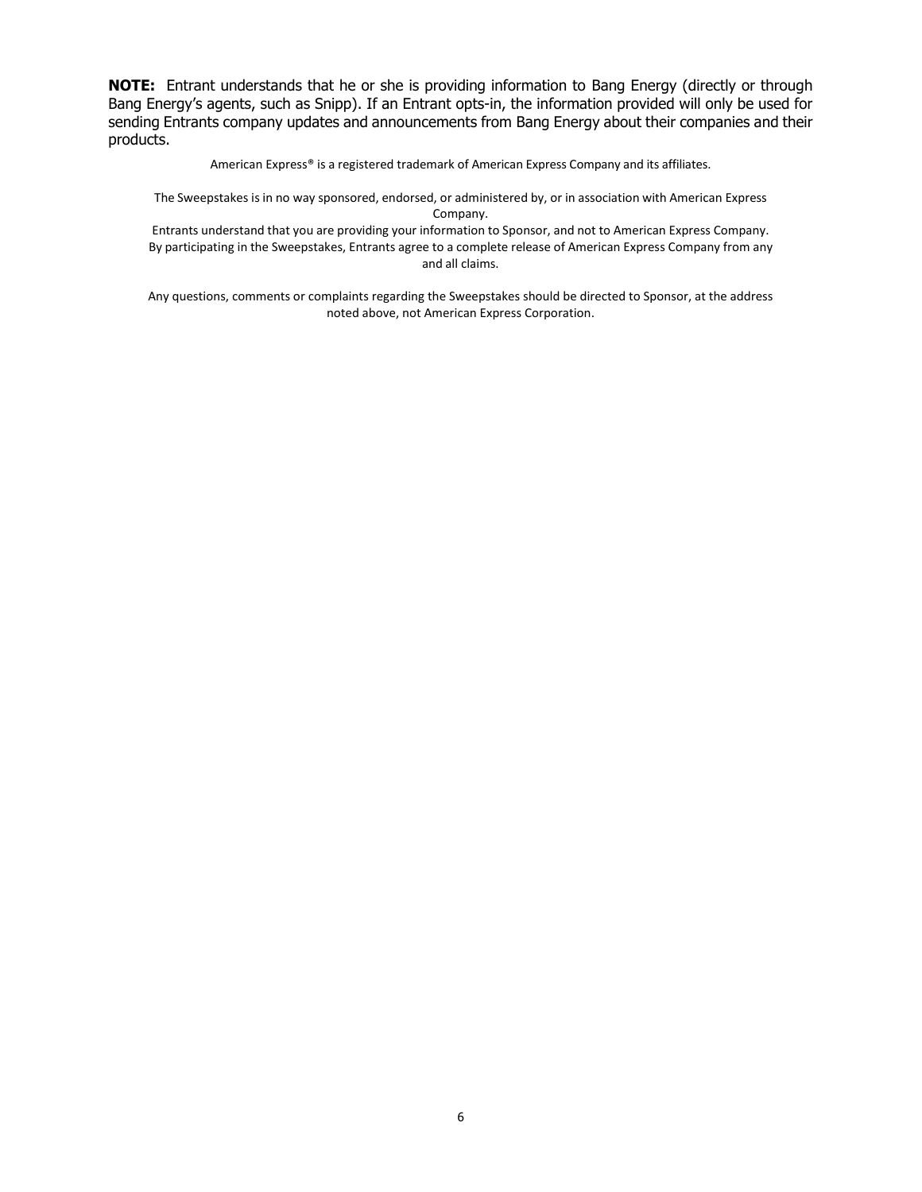**NOTE:** Entrant understands that he or she is providing information to Bang Energy (directly or through Bang Energy's agents, such as Snipp). If an Entrant opts-in, the information provided will only be used for sending Entrants company updates and announcements from Bang Energy about their companies and their products.

American Express® is a registered trademark of American Express Company and its affiliates.

The Sweepstakes is in no way sponsored, endorsed, or administered by, or in association with American Express Company.
Entrants understand that you are providing your information to Sponsor, and not to American Express Company.
By participating in the Sweepstakes, Entrants agree to a complete release of American Express Company from any and all claims.

Any questions, comments or complaints regarding the Sweepstakes should be directed to Sponsor, at the address noted above, not American Express Corporation.